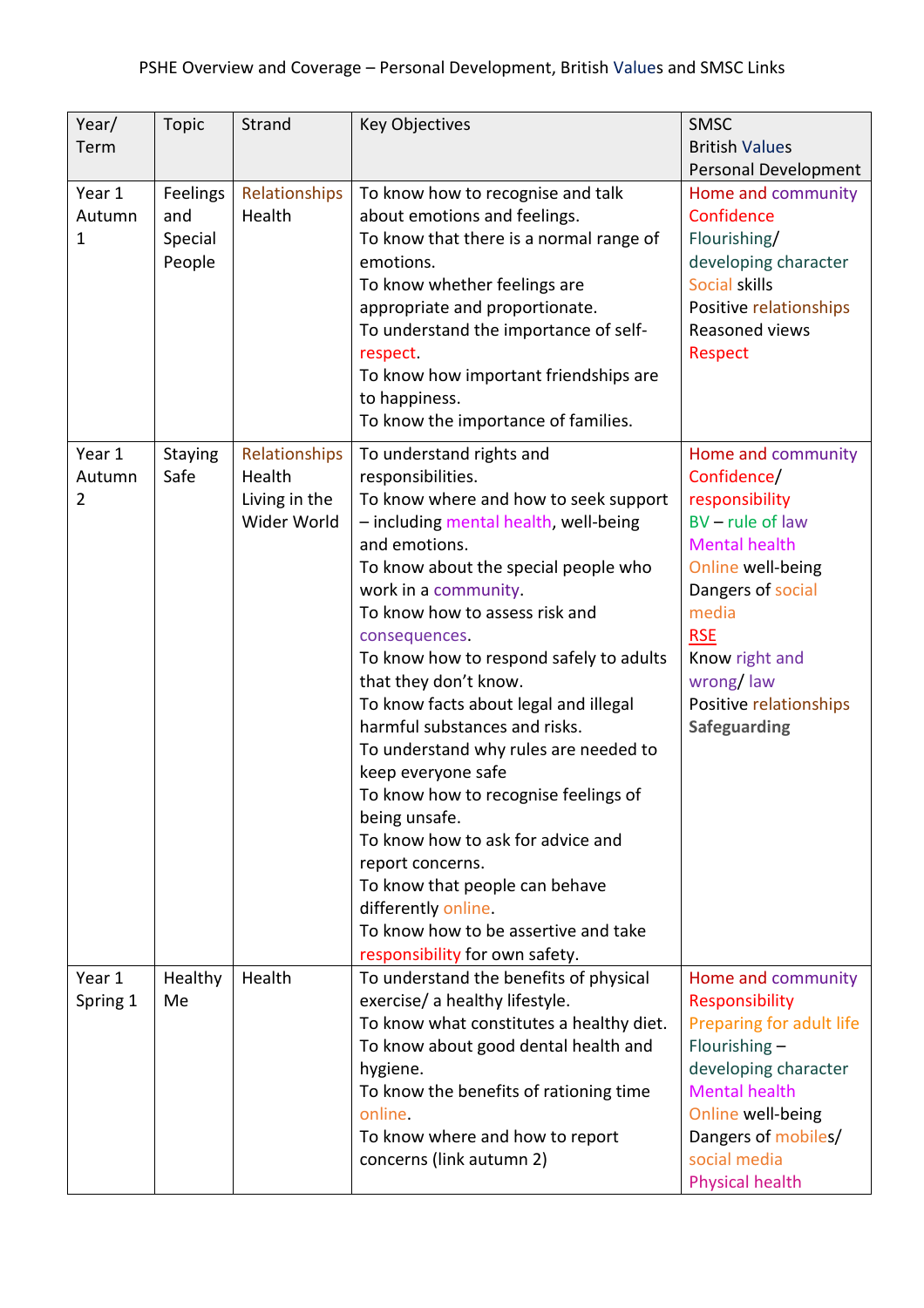PSHE Overview and Coverage – Personal Development, British Values and SMSC Links

| Year/ Term | Topic | Strand | Key Objectives | SMSC<br>British Values<br>Personal Development |
|---|---|---|---|---|
| Year 1 Autumn 1 | Feelings and Special People | Relationships<br>Health | To know how to recognise and talk about emotions and feelings.<br>To know that there is a normal range of emotions.<br>To know whether feelings are appropriate and proportionate.<br>To understand the importance of self-respect.<br>To know how important friendships are to happiness.<br>To know the importance of families. | Home and community<br>Confidence<br>Flourishing/ developing character<br>Social skills<br>Positive relationships<br>Reasoned views<br>Respect |
| Year 1 Autumn 2 | Staying Safe | Relationships<br>Health<br>Living in the Wider World | To understand rights and responsibilities.<br>To know where and how to seek support – including mental health, well-being and emotions.<br>To know about the special people who work in a community.<br>To know how to assess risk and consequences.<br>To know how to respond safely to adults that they don't know.<br>To know facts about legal and illegal harmful substances and risks.<br>To understand why rules are needed to keep everyone safe<br>To know how to recognise feelings of being unsafe.<br>To know how to ask for advice and report concerns.<br>To know that people can behave differently online.<br>To know how to be assertive and take responsibility for own safety. | Home and community<br>Confidence/ responsibility<br>BV – rule of law<br>Mental health<br>Online well-being<br>Dangers of social media<br>RSE<br>Know right and wrong/ law<br>Positive relationships<br>**Safeguarding** |
| Year 1 Spring 1 | Healthy Me | Health | To understand the benefits of physical exercise/ a healthy lifestyle.<br>To know what constitutes a healthy diet.<br>To know about good dental health and hygiene.<br>To know the benefits of rationing time online.<br>To know where and how to report concerns (link autumn 2) | Home and community<br>Responsibility<br>Preparing for adult life<br>Flourishing – developing character<br>Mental health<br>Online well-being<br>Dangers of mobiles/ social media<br>Physical health |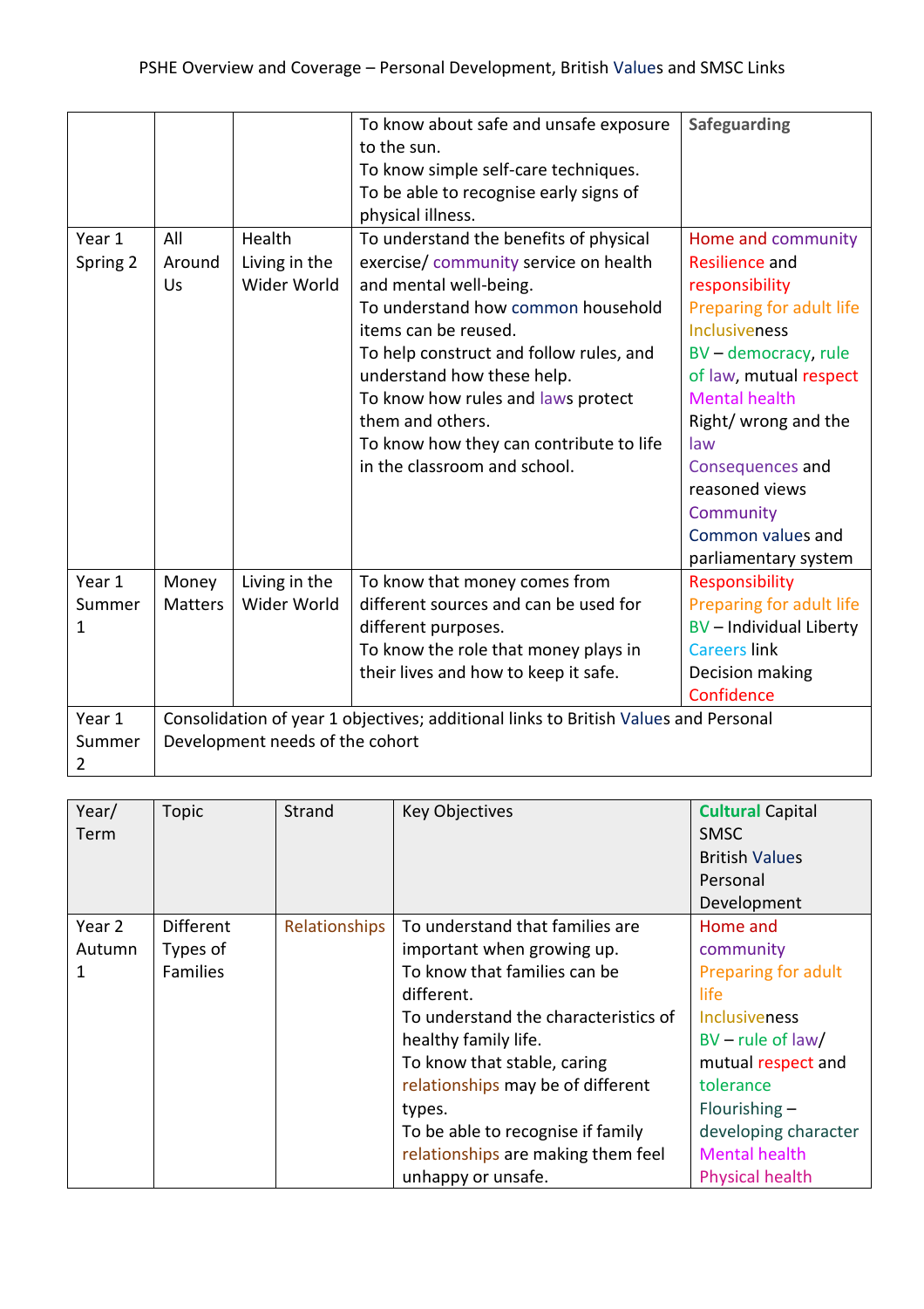PSHE Overview and Coverage – Personal Development, British Values and SMSC Links

| | | | | |
|---|---|---|---|---|
| | | | To know about safe and unsafe exposure to the sun.<br>To know simple self-care techniques.<br>To be able to recognise early signs of physical illness. | Safeguarding |
| Year 1 Spring 2 | All Around Us | Health<br>Living in the Wider World | To understand the benefits of physical exercise/ community service on health and mental well-being.<br>To understand how common household items can be reused.<br>To help construct and follow rules, and understand how these help.<br>To know how rules and laws protect them and others.<br>To know how they can contribute to life in the classroom and school. | Home and community<br>Resilience and responsibility<br>Preparing for adult life<br>Inclusiveness<br>BV – democracy, rule of law, mutual respect<br>Mental health<br>Right/ wrong and the law<br>Consequences and reasoned views<br>Community<br>Common values and parliamentary system |
| Year 1 Summer 1 | Money Matters | Living in the Wider World | To know that money comes from different sources and can be used for different purposes.<br>To know the role that money plays in their lives and how to keep it safe. | Responsibility<br>Preparing for adult life<br>BV – Individual Liberty<br>Careers link<br>Decision making<br>Confidence |
| Year 1 Summer 2 | Consolidation of year 1 objectives; additional links to British Values and Personal Development needs of the cohort | | | |

| Year/ Term | Topic | Strand | Key Objectives | **Cultural** Capital<br>SMSC<br>British Values<br>Personal Development |
|---|---|---|---|---|
| Year 2 Autumn 1 | Different Types of Families | Relationships | To understand that families are important when growing up.<br>To know that families can be different.<br>To understand the characteristics of healthy family life.<br>To know that stable, caring relationships may be of different types.<br>To be able to recognise if family relationships are making them feel unhappy or unsafe. | Home and community<br>Preparing for adult life<br>Inclusiveness<br>BV – rule of law/ mutual respect and tolerance<br>Flourishing – developing character<br>Mental health<br>Physical health |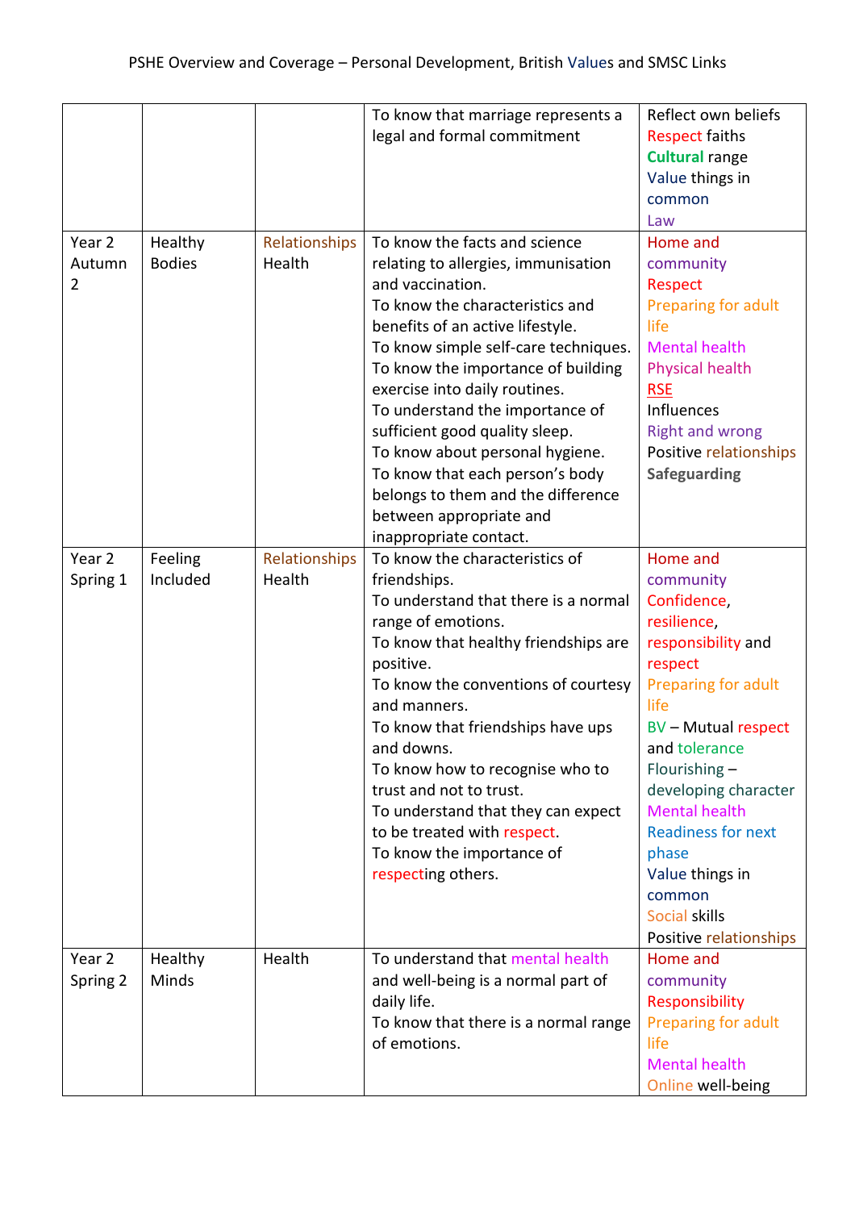PSHE Overview and Coverage – Personal Development, British Values and SMSC Links

| | | | | |
|---|---|---|---|---|
| | | | To know that marriage represents a legal and formal commitment | Reflect own beliefs<br>Respect faiths<br>**Cultural** range<br>Value things in common<br>Law |
| Year 2 Autumn 2 | Healthy Bodies | Relationships<br>Health | To know the facts and science relating to allergies, immunisation and vaccination.<br>To know the characteristics and benefits of an active lifestyle.<br>To know simple self-care techniques.<br>To know the importance of building exercise into daily routines.<br>To understand the importance of sufficient good quality sleep.<br>To know about personal hygiene.<br>To know that each person's body belongs to them and the difference between appropriate and inappropriate contact. | Home and community<br>Respect<br>Preparing for adult life<br>Mental health<br>Physical health<br>RSE<br>Influences<br>Right and wrong<br>Positive relationships<br>**Safeguarding** |
| Year 2 Spring 1 | Feeling Included | Relationships<br>Health | To know the characteristics of friendships.<br>To understand that there is a normal range of emotions.<br>To know that healthy friendships are positive.<br>To know the conventions of courtesy and manners.<br>To know that friendships have ups and downs.<br>To know how to recognise who to trust and not to trust.<br>To understand that they can expect to be treated with respect.<br>To know the importance of respecting others. | Home and community<br>Confidence, resilience, responsibility and respect<br>Preparing for adult life<br>BV – Mutual respect and tolerance<br>Flourishing – developing character<br>Mental health<br>Readiness for next phase<br>Value things in common<br>Social skills<br>Positive relationships |
| Year 2 Spring 2 | Healthy Minds | Health | To understand that mental health and well-being is a normal part of daily life.<br>To know that there is a normal range of emotions. | Home and community<br>Responsibility<br>Preparing for adult life<br>Mental health<br>Online well-being |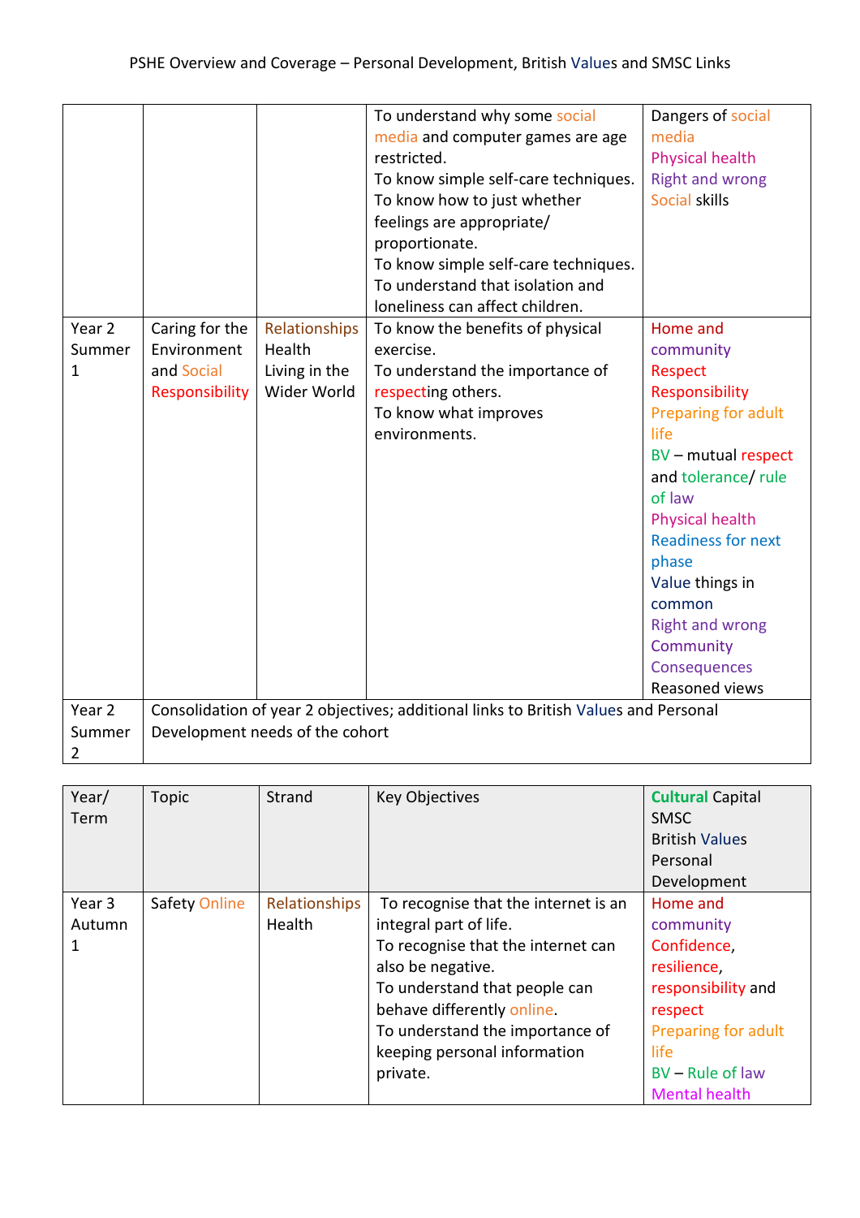PSHE Overview and Coverage – Personal Development, British Values and SMSC Links

| | | | | |
|---|---|---|---|---|
| | | | To understand why some social media and computer games are age restricted.<br>To know simple self-care techniques.<br>To know how to just whether feelings are appropriate/ proportionate.<br>To know simple self-care techniques.<br>To understand that isolation and loneliness can affect children. | Dangers of social media<br>Physical health<br>Right and wrong<br>Social skills |
| Year 2 Summer 1 | Caring for the Environment and Social Responsibility | Relationships<br>Health<br>Living in the Wider World | To know the benefits of physical exercise.<br>To understand the importance of respecting others.<br>To know what improves environments. | Home and community<br>Respect<br>Responsibility<br>Preparing for adult life<br>BV – mutual respect and tolerance/ rule of law<br>Physical health<br>Readiness for next phase<br>Value things in common<br>Right and wrong<br>Community<br>Consequences<br>Reasoned views |
| Year 2 Summer 2 | Consolidation of year 2 objectives; additional links to British Values and Personal Development needs of the cohort | | | |

| Year/ Term | Topic | Strand | Key Objectives | Cultural Capital<br>SMSC<br>British Values<br>Personal Development |
|---|---|---|---|---|
| Year 3 Autumn 1 | Safety Online | Relationships<br>Health | To recognise that the internet is an integral part of life.<br>To recognise that the internet can also be negative.<br>To understand that people can behave differently online.<br>To understand the importance of keeping personal information private. | Home and community<br>Confidence, resilience, responsibility and respect<br>Preparing for adult life<br>BV – Rule of law<br>Mental health |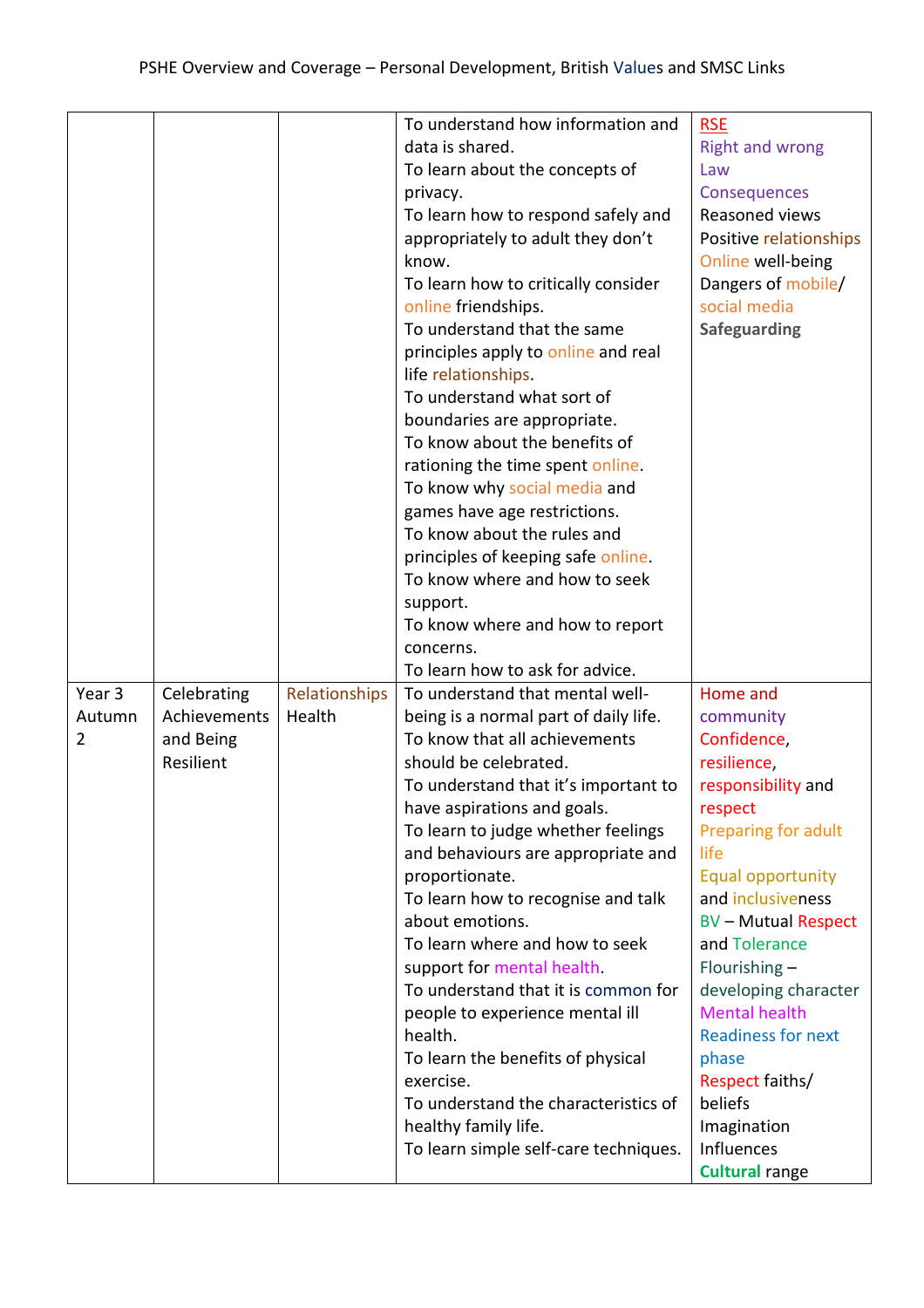PSHE Overview and Coverage – Personal Development, British Values and SMSC Links

| | | | | |
|---|---|---|---|---|
| | | | To understand how information and data is shared.<br>To learn about the concepts of privacy.<br>To learn how to respond safely and appropriately to adult they don't know.<br>To learn how to critically consider online friendships.<br>To understand that the same principles apply to online and real life relationships.<br>To understand what sort of boundaries are appropriate.<br>To know about the benefits of rationing the time spent online.<br>To know why social media and games have age restrictions.<br>To know about the rules and principles of keeping safe online.<br>To know where and how to seek support.<br>To know where and how to report concerns.<br>To learn how to ask for advice. | RSE<br>Right and wrong<br>Law<br>Consequences<br>Reasoned views<br>Positive relationships<br>Online well-being<br>Dangers of mobile/ social media<br>**Safeguarding** |
| Year 3 Autumn 2 | Celebrating Achievements and Being Resilient | Relationships Health | To understand that mental well-being is a normal part of daily life.<br>To know that all achievements should be celebrated.<br>To understand that it's important to have aspirations and goals.<br>To learn to judge whether feelings and behaviours are appropriate and proportionate.<br>To learn how to recognise and talk about emotions.<br>To learn where and how to seek support for mental health.<br>To understand that it is common for people to experience mental ill health.<br>To learn the benefits of physical exercise.<br>To understand the characteristics of healthy family life.<br>To learn simple self-care techniques. | Home and community<br>Confidence, resilience, responsibility and respect<br>Preparing for adult life<br>Equal opportunity and inclusiveness<br>BV – Mutual Respect and Tolerance<br>Flourishing – developing character<br>Mental health<br>Readiness for next phase<br>Respect faiths/ beliefs<br>Imagination<br>Influences<br>**Cultural** range |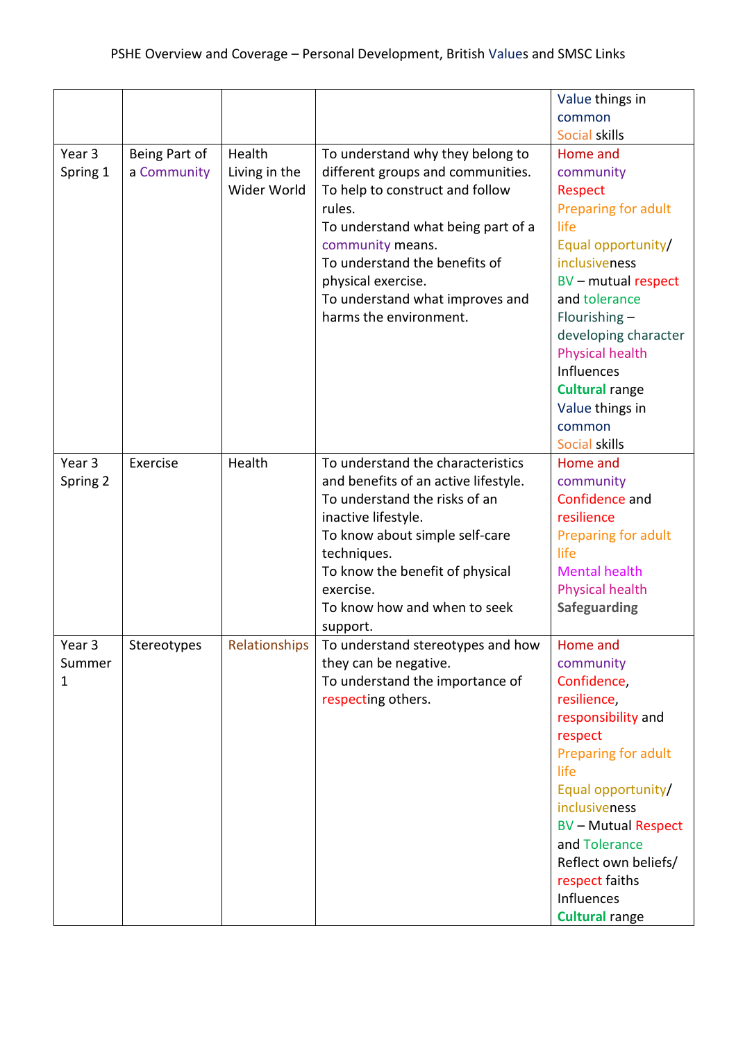PSHE Overview and Coverage – Personal Development, British Values and SMSC Links

| | | | | |
|---|---|---|---|---|
| | | | | Value things in common<br>Social skills |
| Year 3 Spring 1 | Being Part of a Community | Health<br>Living in the Wider World | To understand why they belong to different groups and communities.<br>To help to construct and follow rules.<br>To understand what being part of a community means.<br>To understand the benefits of physical exercise.<br>To understand what improves and harms the environment. | Home and community<br>Respect<br>Preparing for adult life<br>Equal opportunity/ inclusiveness<br>BV – mutual respect and tolerance<br>Flourishing – developing character<br>Physical health<br>Influences<br>**Cultural** range<br>Value things in common<br>Social skills |
| Year 3 Spring 2 | Exercise | Health | To understand the characteristics and benefits of an active lifestyle.<br>To understand the risks of an inactive lifestyle.<br>To know about simple self-care techniques.<br>To know the benefit of physical exercise.<br>To know how and when to seek support. | Home and community<br>Confidence and resilience<br>Preparing for adult life<br>Mental health<br>Physical health<br>**Safeguarding** |
| Year 3 Summer 1 | Stereotypes | Relationships | To understand stereotypes and how they can be negative.<br>To understand the importance of respecting others. | Home and community<br>Confidence, resilience, responsibility and respect<br>Preparing for adult life<br>Equal opportunity/ inclusiveness<br>BV – Mutual Respect and Tolerance<br>Reflect own beliefs/ respect faiths<br>Influences<br>**Cultural** range |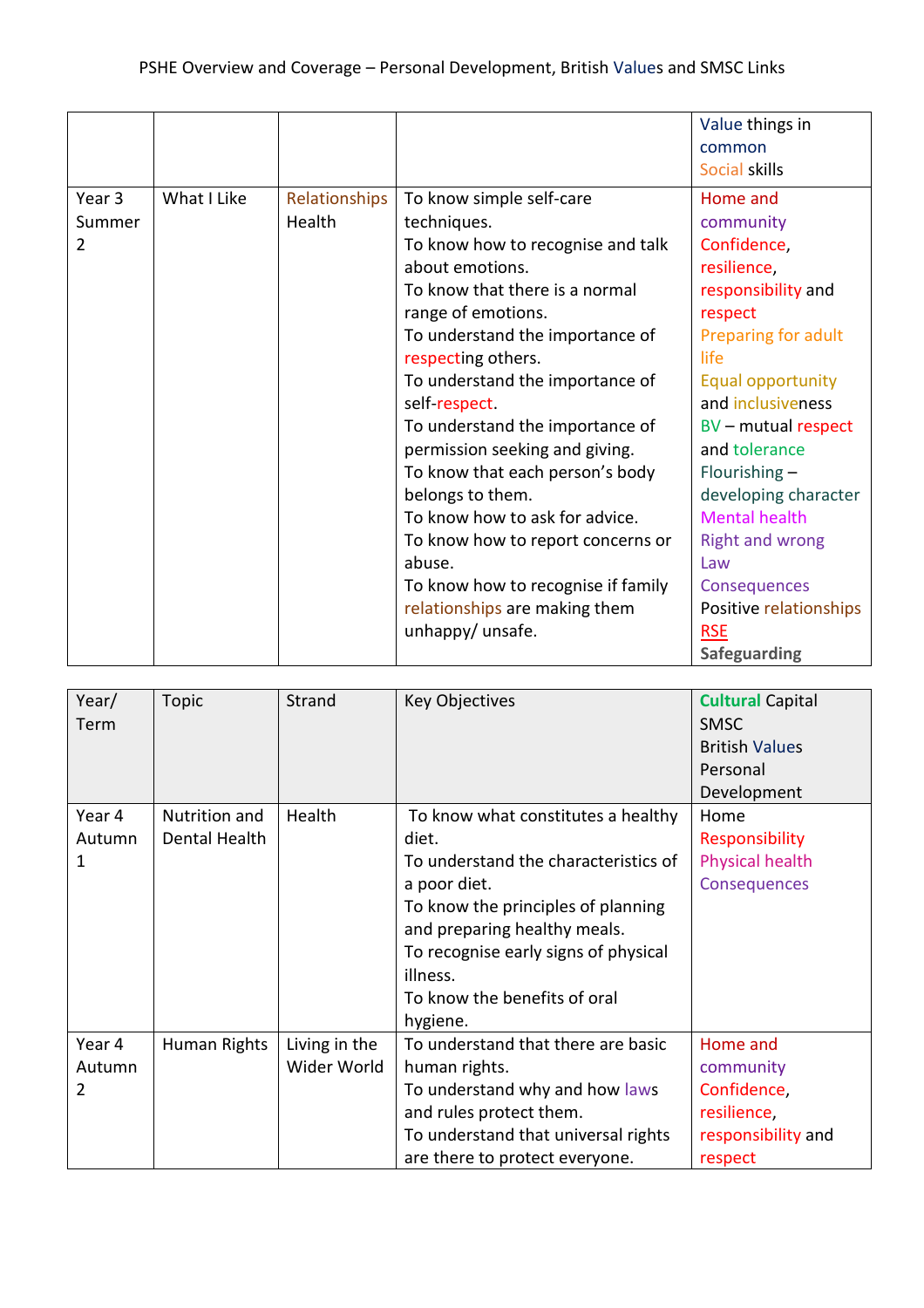PSHE Overview and Coverage – Personal Development, British Values and SMSC Links

| | | | | Value things in common<br>Social skills |
|---|---|---|---|---|
| Year 3 Summer 2 | What I Like | Relationships<br>Health | To know simple self-care techniques.<br>To know how to recognise and talk about emotions.<br>To know that there is a normal range of emotions.<br>To understand the importance of respecting others.<br>To understand the importance of self-respect.<br>To understand the importance of permission seeking and giving.<br>To know that each person's body belongs to them.<br>To know how to ask for advice.<br>To know how to report concerns or abuse.<br>To know how to recognise if family relationships are making them unhappy/ unsafe. | Home and community<br>Confidence, resilience, responsibility and respect<br>Preparing for adult life<br>Equal opportunity and inclusiveness<br>BV – mutual respect and tolerance<br>Flourishing – developing character<br>Mental health<br>Right and wrong<br>Law<br>Consequences<br>Positive relationships<br>RSE<br>**Safeguarding** |

| Year/ Term | Topic | Strand | Key Objectives | **Cultural** Capital<br>SMSC<br>British Values<br>Personal Development |
|---|---|---|---|---|
| Year 4 Autumn 1 | Nutrition and Dental Health | Health | To know what constitutes a healthy diet.<br>To understand the characteristics of a poor diet.<br>To know the principles of planning and preparing healthy meals.<br>To recognise early signs of physical illness.<br>To know the benefits of oral hygiene. | Home<br>Responsibility<br>Physical health<br>Consequences |
| Year 4 Autumn 2 | Human Rights | Living in the Wider World | To understand that there are basic human rights.<br>To understand why and how laws and rules protect them.<br>To understand that universal rights are there to protect everyone. | Home and community<br>Confidence, resilience, responsibility and respect |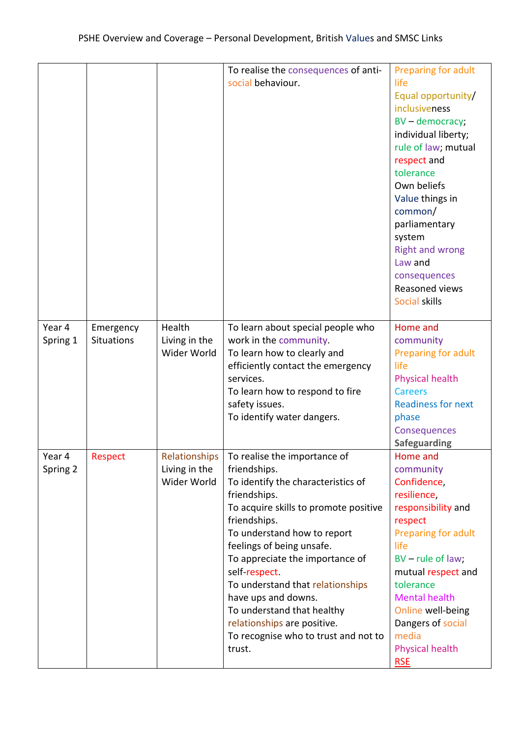PSHE Overview and Coverage – Personal Development, British Values and SMSC Links

| | | | | |
|---|---|---|---|---|
| | | | To realise the consequences of anti-social behaviour. | Preparing for adult life<br>Equal opportunity/ inclusiveness<br>BV – democracy; individual liberty; rule of law; mutual respect and tolerance<br>Own beliefs<br>Value things in common/ parliamentary system<br>Right and wrong<br>Law and consequences<br>Reasoned views<br>Social skills |
| Year 4 Spring 1 | Emergency Situations | Health<br>Living in the Wider World | To learn about special people who work in the community.<br>To learn how to clearly and efficiently contact the emergency services.<br>To learn how to respond to fire safety issues.<br>To identify water dangers. | Home and community<br>Preparing for adult life<br>Physical health<br>Careers<br>Readiness for next phase<br>Consequences<br>**Safeguarding** |
| Year 4 Spring 2 | Respect | Relationships<br>Living in the Wider World | To realise the importance of friendships.<br>To identify the characteristics of friendships.<br>To acquire skills to promote positive friendships.<br>To understand how to report feelings of being unsafe.<br>To appreciate the importance of self-respect.<br>To understand that relationships have ups and downs.<br>To understand that healthy relationships are positive.<br>To recognise who to trust and not to trust. | Home and community<br>Confidence, resilience, responsibility and respect<br>Preparing for adult life<br>BV – rule of law; mutual respect and tolerance<br>Mental health<br>Online well-being<br>Dangers of social media<br>Physical health<br>RSE |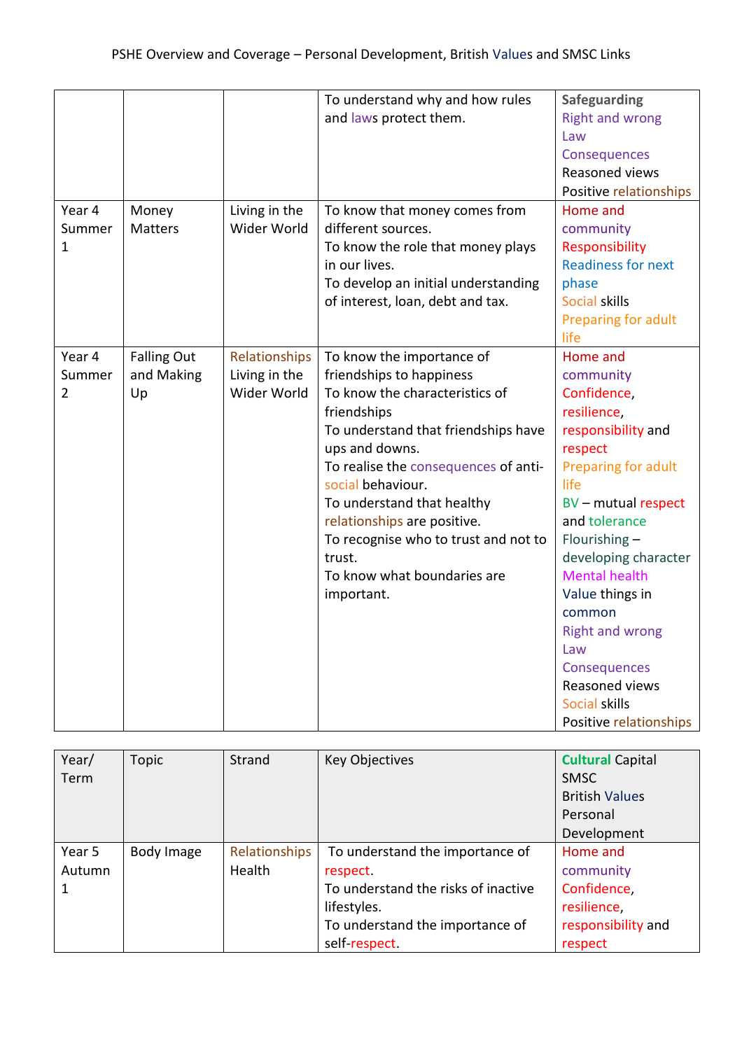PSHE Overview and Coverage – Personal Development, British Values and SMSC Links

| | | | | |
|---|---|---|---|---|
| | | | To understand why and how rules and laws protect them. | **Safeguarding**<br>Right and wrong<br>Law<br>Consequences<br>Reasoned views<br>Positive relationships |
| Year 4 Summer 1 | Money Matters | Living in the Wider World | To know that money comes from different sources.<br>To know the role that money plays in our lives.<br>To develop an initial understanding of interest, loan, debt and tax. | Home and community<br>Responsibility<br>Readiness for next phase<br>Social skills<br>Preparing for adult life |
| Year 4 Summer 2 | Falling Out and Making Up | Relationships<br>Living in the Wider World | To know the importance of friendships to happiness<br>To know the characteristics of friendships<br>To understand that friendships have ups and downs.<br>To realise the consequences of anti-social behaviour.<br>To understand that healthy relationships are positive.<br>To recognise who to trust and not to trust.<br>To know what boundaries are important. | Home and community<br>Confidence, resilience, responsibility and respect<br>Preparing for adult life<br>BV – mutual respect and tolerance<br>Flourishing – developing character<br>Mental health<br>Value things in common<br>Right and wrong<br>Law<br>Consequences<br>Reasoned views<br>Social skills<br>Positive relationships |

| Year/ Term | Topic | Strand | Key Objectives | **Cultural** Capital<br>SMSC<br>British Values<br>Personal Development |
|---|---|---|---|---|
| Year 5 Autumn 1 | Body Image | Relationships<br>Health | To understand the importance of respect.<br>To understand the risks of inactive lifestyles.<br>To understand the importance of self-respect. | Home and community<br>Confidence, resilience, responsibility and respect |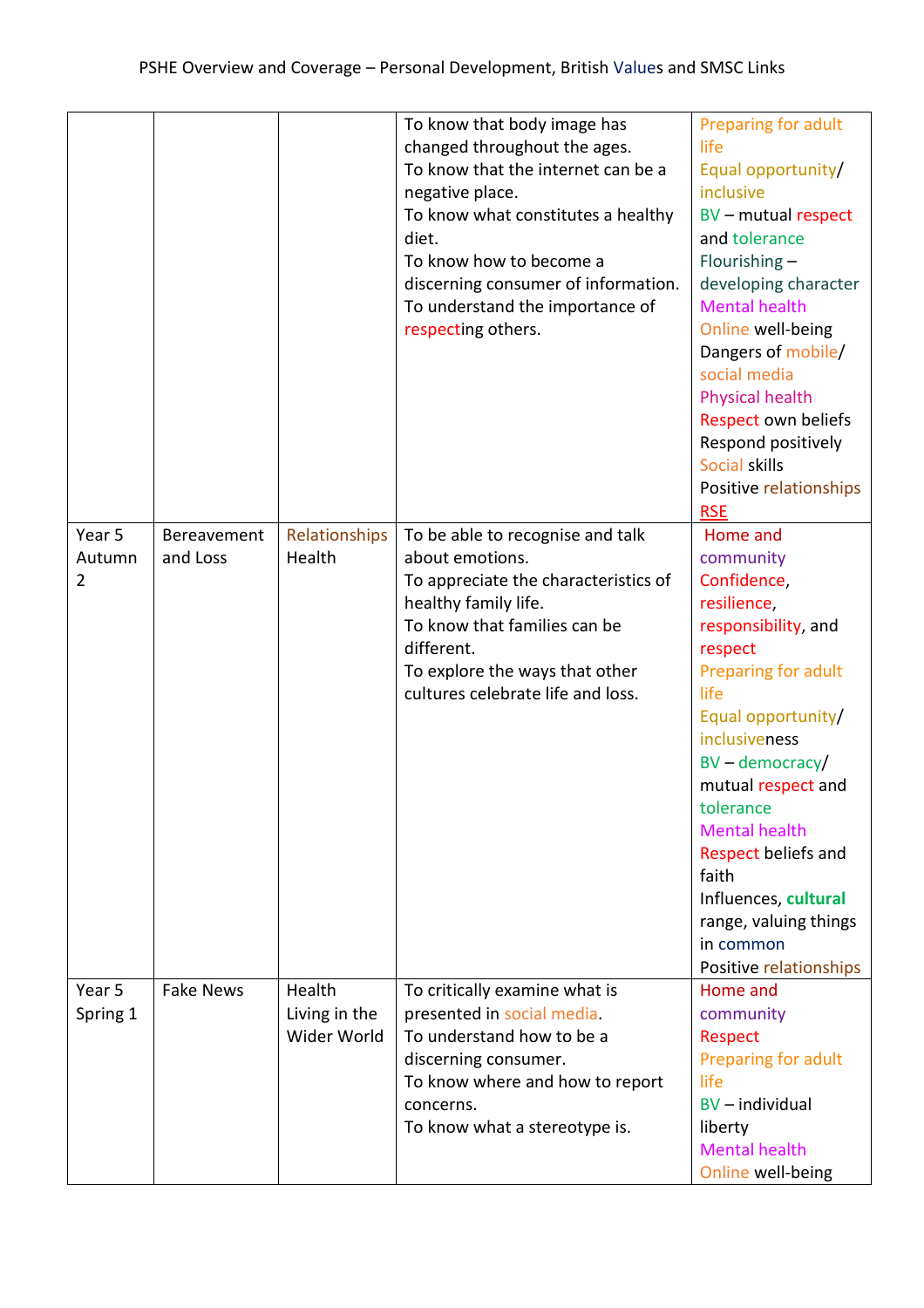PSHE Overview and Coverage – Personal Development, British Values and SMSC Links

| | | | | |
|---|---|---|---|---|
| | | | To know that body image has changed throughout the ages.<br>To know that the internet can be a negative place.<br>To know what constitutes a healthy diet.<br>To know how to become a discerning consumer of information.<br>To understand the importance of respecting others. | Preparing for adult life<br>Equal opportunity/ inclusive<br>BV – mutual respect and tolerance<br>Flourishing – developing character<br>Mental health<br>Online well-being<br>Dangers of mobile/ social media<br>Physical health<br>Respect own beliefs<br>Respond positively<br>Social skills<br>Positive relationships<br>RSE |
| Year 5 Autumn 2 | Bereavement and Loss | Relationships<br>Health | To be able to recognise and talk about emotions.<br>To appreciate the characteristics of healthy family life.<br>To know that families can be different.<br>To explore the ways that other cultures celebrate life and loss. | Home and community<br>Confidence, resilience, responsibility, and respect<br>Preparing for adult life<br>Equal opportunity/ inclusiveness<br>BV – democracy/ mutual respect and tolerance<br>Mental health<br>Respect beliefs and faith<br>Influences, **cultural** range, valuing things in common<br>Positive relationships |
| Year 5 Spring 1 | Fake News | Health<br>Living in the Wider World | To critically examine what is presented in social media.<br>To understand how to be a discerning consumer.<br>To know where and how to report concerns.<br>To know what a stereotype is. | Home and community<br>Respect<br>Preparing for adult life<br>BV – individual liberty<br>Mental health<br>Online well-being |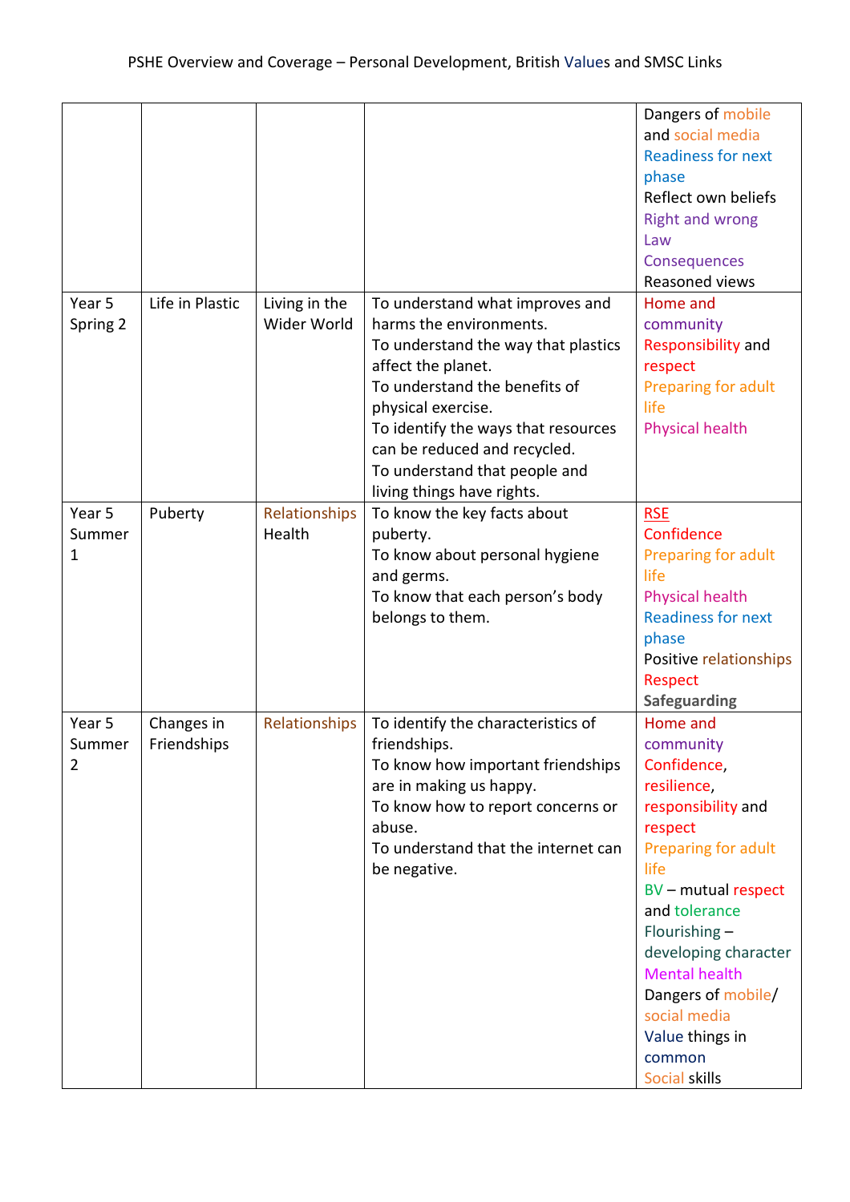PSHE Overview and Coverage – Personal Development, British Values and SMSC Links

| | | | | |
|---|---|---|---|---|
| | | | | Dangers of mobile and social media<br>Readiness for next phase<br>Reflect own beliefs<br>Right and wrong<br>Law<br>Consequences<br>Reasoned views |
| Year 5 Spring 2 | Life in Plastic | Living in the Wider World | To understand what improves and harms the environments.<br>To understand the way that plastics affect the planet.<br>To understand the benefits of physical exercise.<br>To identify the ways that resources can be reduced and recycled.<br>To understand that people and living things have rights. | Home and community<br>Responsibility and respect<br>Preparing for adult life<br>Physical health |
| Year 5 Summer 1 | Puberty | Relationships<br>Health | To know the key facts about puberty.<br>To know about personal hygiene and germs.<br>To know that each person's body belongs to them. | RSE<br>Confidence<br>Preparing for adult life<br>Physical health<br>Readiness for next phase<br>Positive relationships<br>Respect<br>**Safeguarding** |
| Year 5 Summer 2 | Changes in Friendships | Relationships | To identify the characteristics of friendships.<br>To know how important friendships are in making us happy.<br>To know how to report concerns or abuse.<br>To understand that the internet can be negative. | Home and community<br>Confidence, resilience, responsibility and respect<br>Preparing for adult life<br>BV – mutual respect and tolerance<br>Flourishing – developing character<br>Mental health<br>Dangers of mobile/ social media<br>Value things in common<br>Social skills |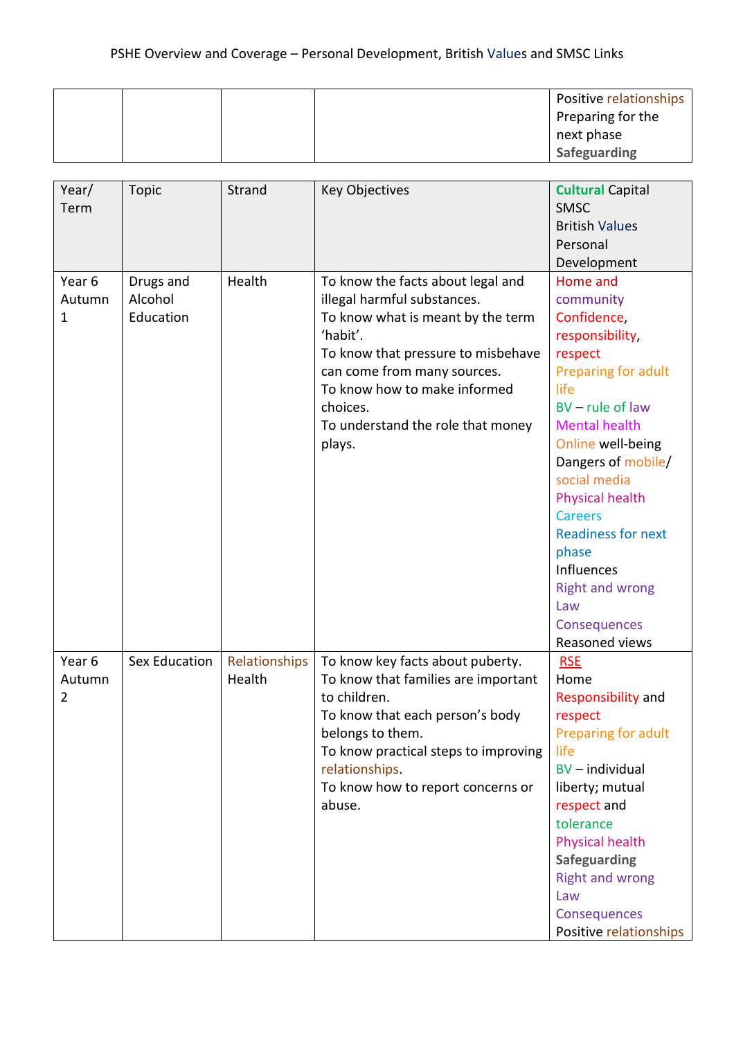PSHE Overview and Coverage – Personal Development, British Values and SMSC Links

| | | | | |
|---|---|---|---|---|
| | | | | Positive relationships<br>Preparing for the next phase<br>**Safeguarding** |

| Year/ Term | Topic | Strand | Key Objectives | **Cultural** Capital<br>SMSC<br>British Values<br>Personal Development |
|---|---|---|---|---|
| Year 6 Autumn 1 | Drugs and Alcohol Education | Health | To know the facts about legal and illegal harmful substances.<br>To know what is meant by the term 'habit'.<br>To know that pressure to misbehave can come from many sources.<br>To know how to make informed choices.<br>To understand the role that money plays. | Home and community<br>Confidence, responsibility, respect<br>Preparing for adult life<br>BV – rule of law<br>Mental health<br>Online well-being<br>Dangers of mobile/ social media<br>Physical health<br>Careers<br>Readiness for next phase<br>Influences<br>Right and wrong<br>Law<br>Consequences<br>Reasoned views |
| Year 6 Autumn 2 | Sex Education | Relationships<br>Health | To know key facts about puberty.<br>To know that families are important to children.<br>To know that each person's body belongs to them.<br>To know practical steps to improving relationships.<br>To know how to report concerns or abuse. | RSE<br>Home<br>Responsibility and respect<br>Preparing for adult life<br>BV – individual liberty; mutual respect and tolerance<br>Physical health<br>**Safeguarding**<br>Right and wrong<br>Law<br>Consequences<br>Positive relationships |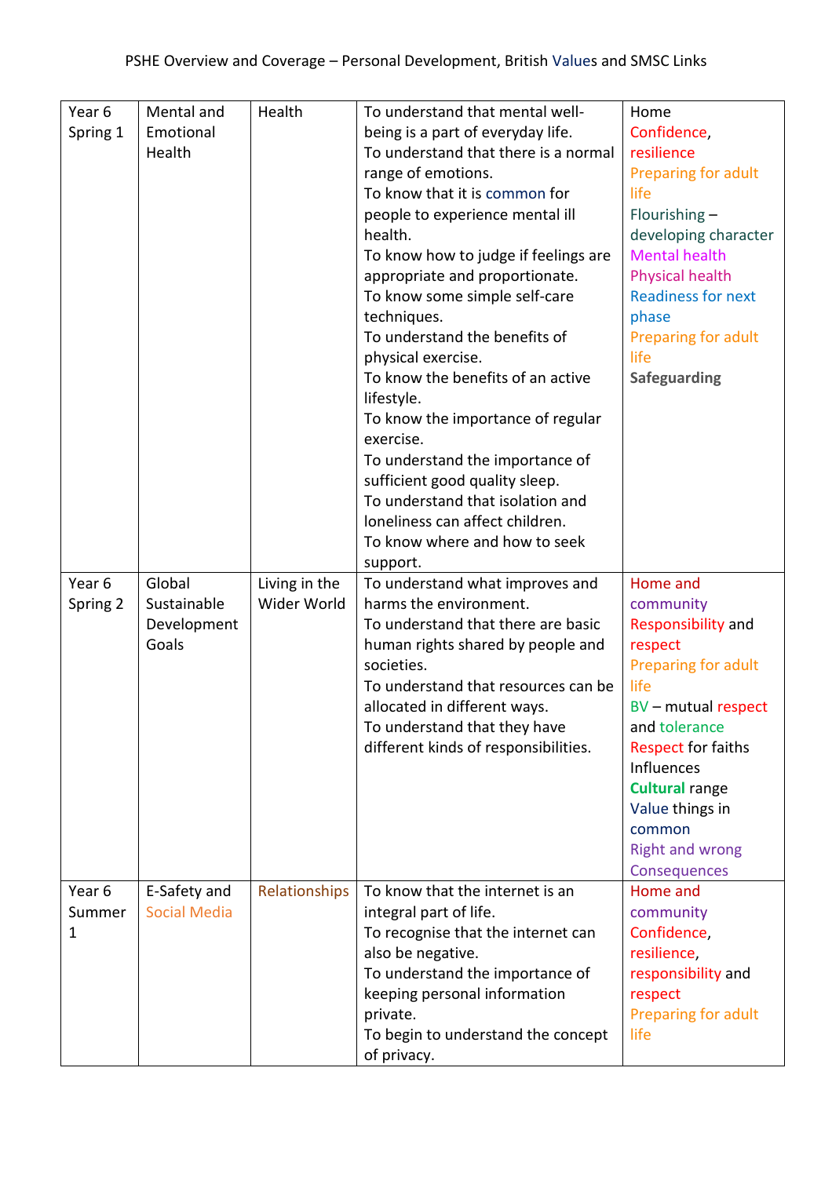PSHE Overview and Coverage – Personal Development, British Values and SMSC Links

| | | | | |
|---|---|---|---|---|
| Year 6 Spring 1 | Mental and Emotional Health | Health | To understand that mental well-being is a part of everyday life.<br>To understand that there is a normal range of emotions.<br>To know that it is common for people to experience mental ill health.<br>To know how to judge if feelings are appropriate and proportionate.<br>To know some simple self-care techniques.<br>To understand the benefits of physical exercise.<br>To know the benefits of an active lifestyle.<br>To know the importance of regular exercise.<br>To understand the importance of sufficient good quality sleep.<br>To understand that isolation and loneliness can affect children.<br>To know where and how to seek support. | Home<br>Confidence, resilience<br>Preparing for adult life<br>Flourishing – developing character<br>Mental health<br>Physical health<br>Readiness for next phase<br>Preparing for adult life<br>**Safeguarding** |
| Year 6 Spring 2 | Global Sustainable Development Goals | Living in the Wider World | To understand what improves and harms the environment.<br>To understand that there are basic human rights shared by people and societies.<br>To understand that resources can be allocated in different ways.<br>To understand that they have different kinds of responsibilities. | Home and community<br>Responsibility and respect<br>Preparing for adult life<br>BV – mutual respect and tolerance<br>Respect for faiths<br>Influences<br>**Cultural** range<br>Value things in common<br>Right and wrong<br>Consequences |
| Year 6 Summer 1 | E-Safety and Social Media | Relationships | To know that the internet is an integral part of life.<br>To recognise that the internet can also be negative.<br>To understand the importance of keeping personal information private.<br>To begin to understand the concept of privacy. | Home and community<br>Confidence, resilience, responsibility and respect<br>Preparing for adult life |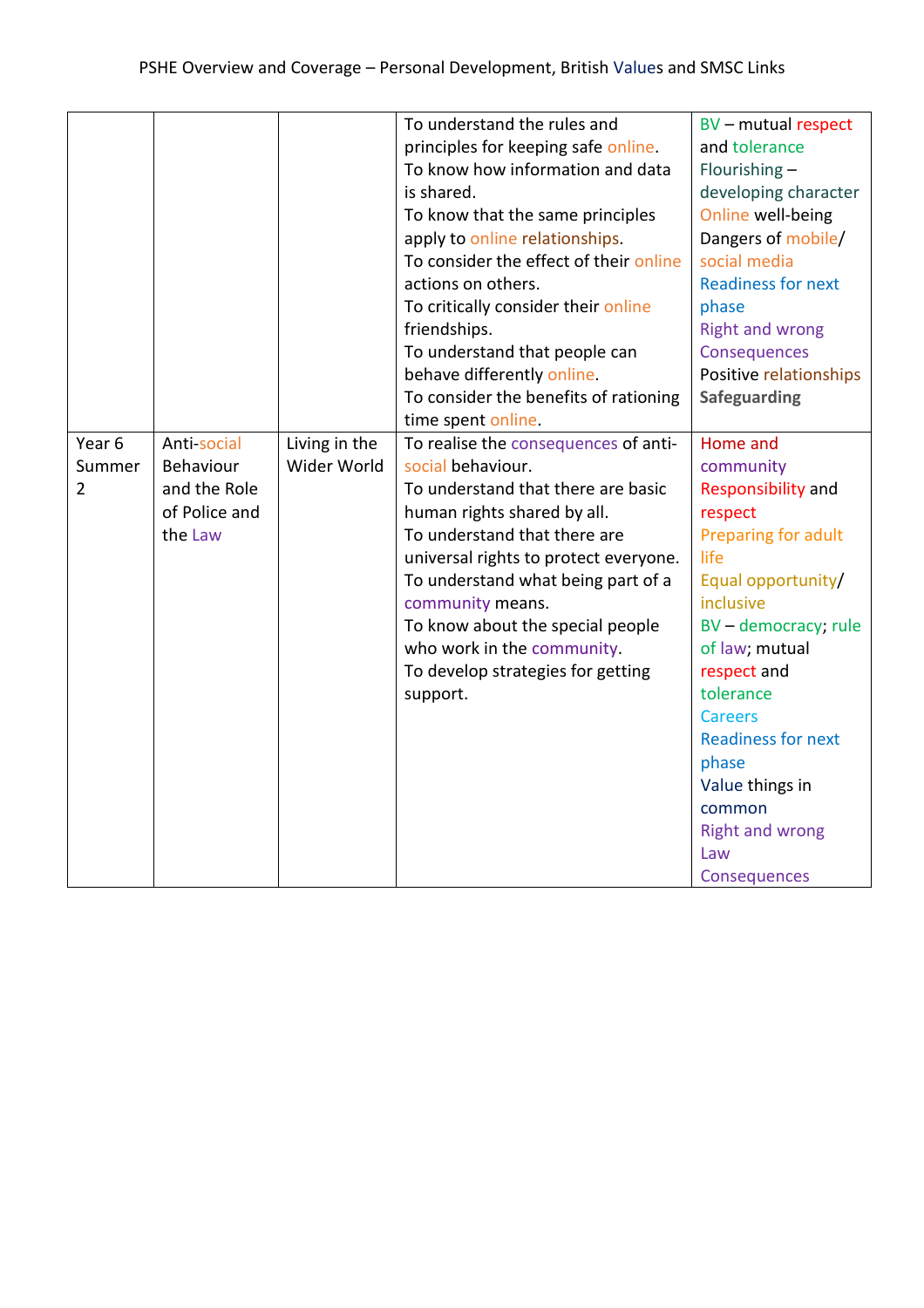PSHE Overview and Coverage – Personal Development, British Values and SMSC Links

| | | | | |
|---|---|---|---|---|
| | | | To understand the rules and principles for keeping safe online.<br>To know how information and data is shared.<br>To know that the same principles apply to online relationships.<br>To consider the effect of their online actions on others.<br>To critically consider their online friendships.<br>To understand that people can behave differently online.<br>To consider the benefits of rationing time spent online. | BV – mutual respect and tolerance<br>Flourishing – developing character<br>Online well-being<br>Dangers of mobile/ social media<br>Readiness for next phase<br>Right and wrong<br>Consequences<br>Positive relationships<br>**Safeguarding** |
| Year 6 Summer 2 | Anti-social Behaviour and the Role of Police and the Law | Living in the Wider World | To realise the consequences of anti-social behaviour.<br>To understand that there are basic human rights shared by all.<br>To understand that there are universal rights to protect everyone.<br>To understand what being part of a community means.<br>To know about the special people who work in the community.<br>To develop strategies for getting support. | Home and community<br>Responsibility and respect<br>Preparing for adult life<br>Equal opportunity/ inclusive<br>BV – democracy; rule of law; mutual respect and tolerance<br>Careers<br>Readiness for next phase<br>Value things in common<br>Right and wrong<br>Law<br>Consequences |